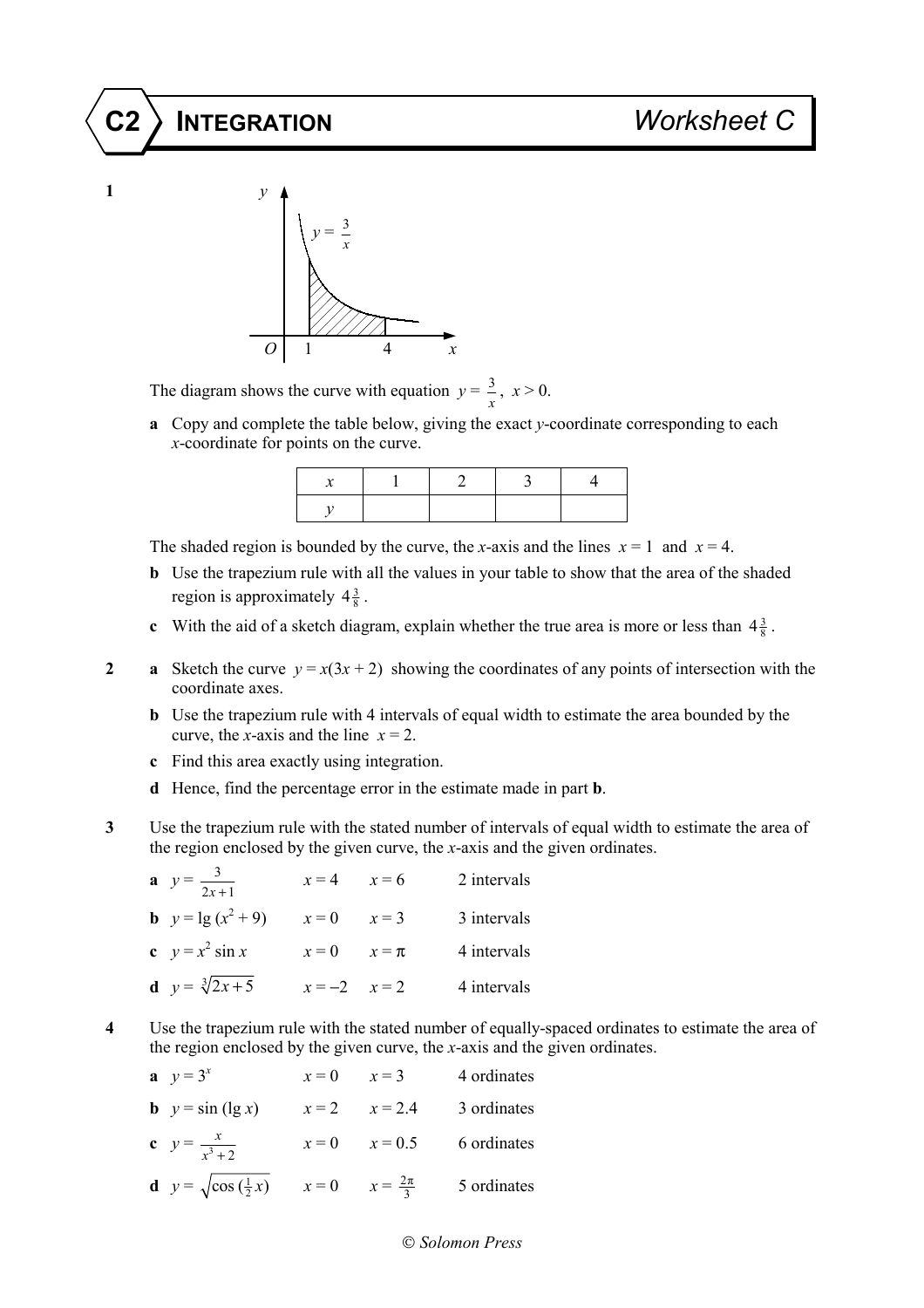# C2 INTEGRATION — Worksheet C

**1** The diagram shows the curve with equation $y = \frac{3}{x}$, $x > 0$.

**a** Copy and complete the table below, giving the exact $y$-coordinate corresponding to each $x$-coordinate for points on the curve.

| $x$ | 1 | 2 | 3 | 4 |
|---|---|---|---|---|
| $y$ | | | | |

The shaded region is bounded by the curve, the $x$-axis and the lines $x = 1$ and $x = 4$.

**b** Use the trapezium rule with all the values in your table to show that the area of the shaded region is approximately $4\frac{3}{8}$.

**c** With the aid of a sketch diagram, explain whether the true area is more or less than $4\frac{3}{8}$.

**2** **a** Sketch the curve $y = x(3x + 2)$ showing the coordinates of any points of intersection with the coordinate axes.

**b** Use the trapezium rule with 4 intervals of equal width to estimate the area bounded by the curve, the $x$-axis and the line $x = 2$.

**c** Find this area exactly using integration.

**d** Hence, find the percentage error in the estimate made in part **b**.

**3** Use the trapezium rule with the stated number of intervals of equal width to estimate the area of the region enclosed by the given curve, the $x$-axis and the given ordinates.

**a** $y = \frac{3}{2x+1}$ &nbsp;&nbsp; $x = 4$ &nbsp;&nbsp; $x = 6$ &nbsp;&nbsp; 2 intervals

**b** $y = \lg(x^2 + 9)$ &nbsp;&nbsp; $x = 0$ &nbsp;&nbsp; $x = 3$ &nbsp;&nbsp; 3 intervals

**c** $y = x^2 \sin x$ &nbsp;&nbsp; $x = 0$ &nbsp;&nbsp; $x = \pi$ &nbsp;&nbsp; 4 intervals

**d** $y = \sqrt[3]{2x+5}$ &nbsp;&nbsp; $x = -2$ &nbsp;&nbsp; $x = 2$ &nbsp;&nbsp; 4 intervals

**4** Use the trapezium rule with the stated number of equally-spaced ordinates to estimate the area of the region enclosed by the given curve, the $x$-axis and the given ordinates.

**a** $y = 3^x$ &nbsp;&nbsp; $x = 0$ &nbsp;&nbsp; $x = 3$ &nbsp;&nbsp; 4 ordinates

**b** $y = \sin(\lg x)$ &nbsp;&nbsp; $x = 2$ &nbsp;&nbsp; $x = 2.4$ &nbsp;&nbsp; 3 ordinates

**c** $y = \frac{x}{x^3+2}$ &nbsp;&nbsp; $x = 0$ &nbsp;&nbsp; $x = 0.5$ &nbsp;&nbsp; 6 ordinates

**d** $y = \sqrt{\cos(\frac{1}{2}x)}$ &nbsp;&nbsp; $x = 0$ &nbsp;&nbsp; $x = \frac{2\pi}{3}$ &nbsp;&nbsp; 5 ordinates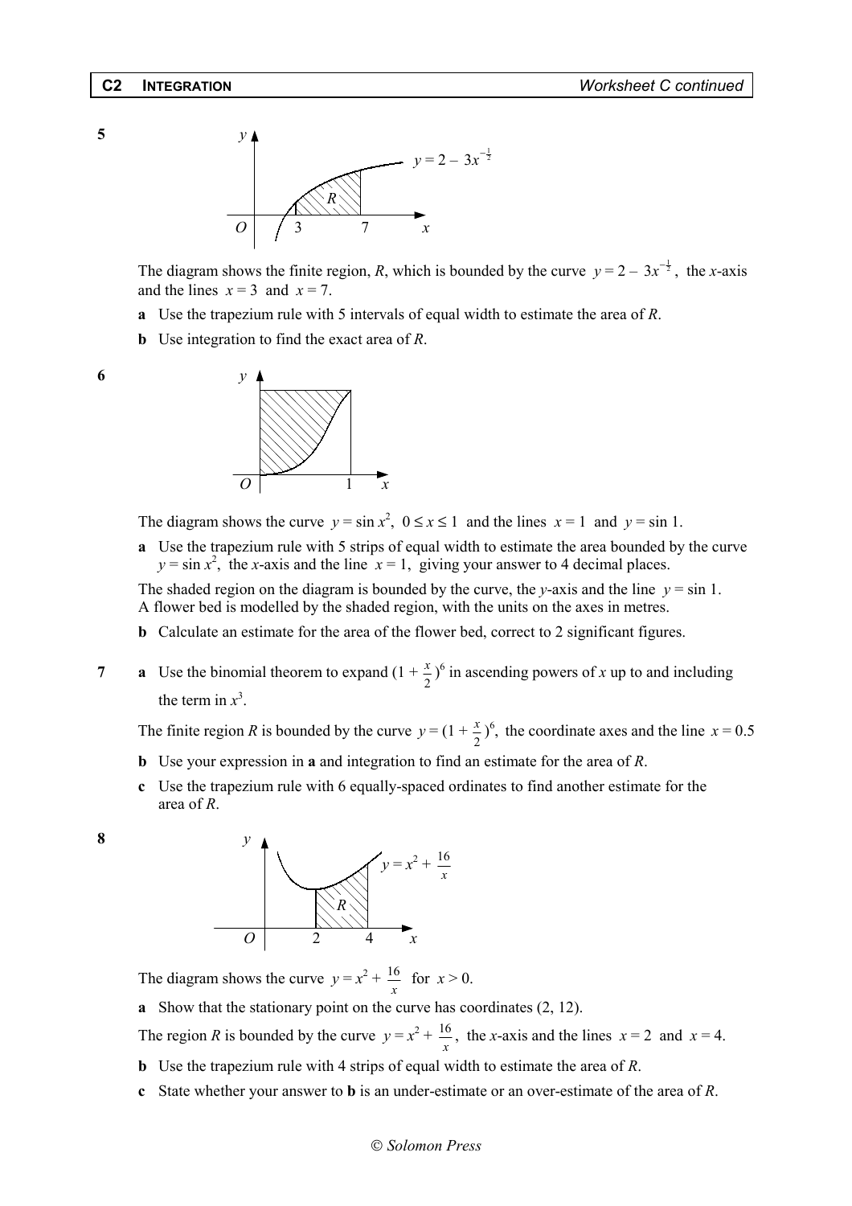**5**

$y$

$y = 2 - 3x^{-\frac{1}{2}}$

$R$

$O$ 3 7 $x$

The diagram shows the finite region, $R$, which is bounded by the curve $y = 2 - 3x^{-\frac{1}{2}}$, the $x$-axis and the lines $x = 3$ and $x = 7$.

**a** Use the trapezium rule with 5 intervals of equal width to estimate the area of $R$.

**b** Use integration to find the exact area of $R$.

**6**

$y$

$O$ 1 $x$

The diagram shows the curve $y = \sin x^2$, $0 \leq x \leq 1$ and the lines $x = 1$ and $y = \sin 1$.

**a** Use the trapezium rule with 5 strips of equal width to estimate the area bounded by the curve $y = \sin x^2$, the $x$-axis and the line $x = 1$, giving your answer to 4 decimal places.

The shaded region on the diagram is bounded by the curve, the $y$-axis and the line $y = \sin 1$. A flower bed is modelled by the shaded region, with the units on the axes in metres.

**b** Calculate an estimate for the area of the flower bed, correct to 2 significant figures.

**7** **a** Use the binomial theorem to expand $(1 + \frac{x}{2})^6$ in ascending powers of $x$ up to and including the term in $x^3$.

The finite region $R$ is bounded by the curve $y = (1 + \frac{x}{2})^6$, the coordinate axes and the line $x = 0.5$

**b** Use your expression in **a** and integration to find an estimate for the area of $R$.

**c** Use the trapezium rule with 6 equally-spaced ordinates to find another estimate for the area of $R$.

**8**

$y$

$y = x^2 + \frac{16}{x}$

$R$

$O$ 2 4 $x$

The diagram shows the curve $y = x^2 + \frac{16}{x}$ for $x > 0$.

**a** Show that the stationary point on the curve has coordinates (2, 12).

The region $R$ is bounded by the curve $y = x^2 + \frac{16}{x}$, the $x$-axis and the lines $x = 2$ and $x = 4$.

**b** Use the trapezium rule with 4 strips of equal width to estimate the area of $R$.

**c** State whether your answer to **b** is an under-estimate or an over-estimate of the area of $R$.